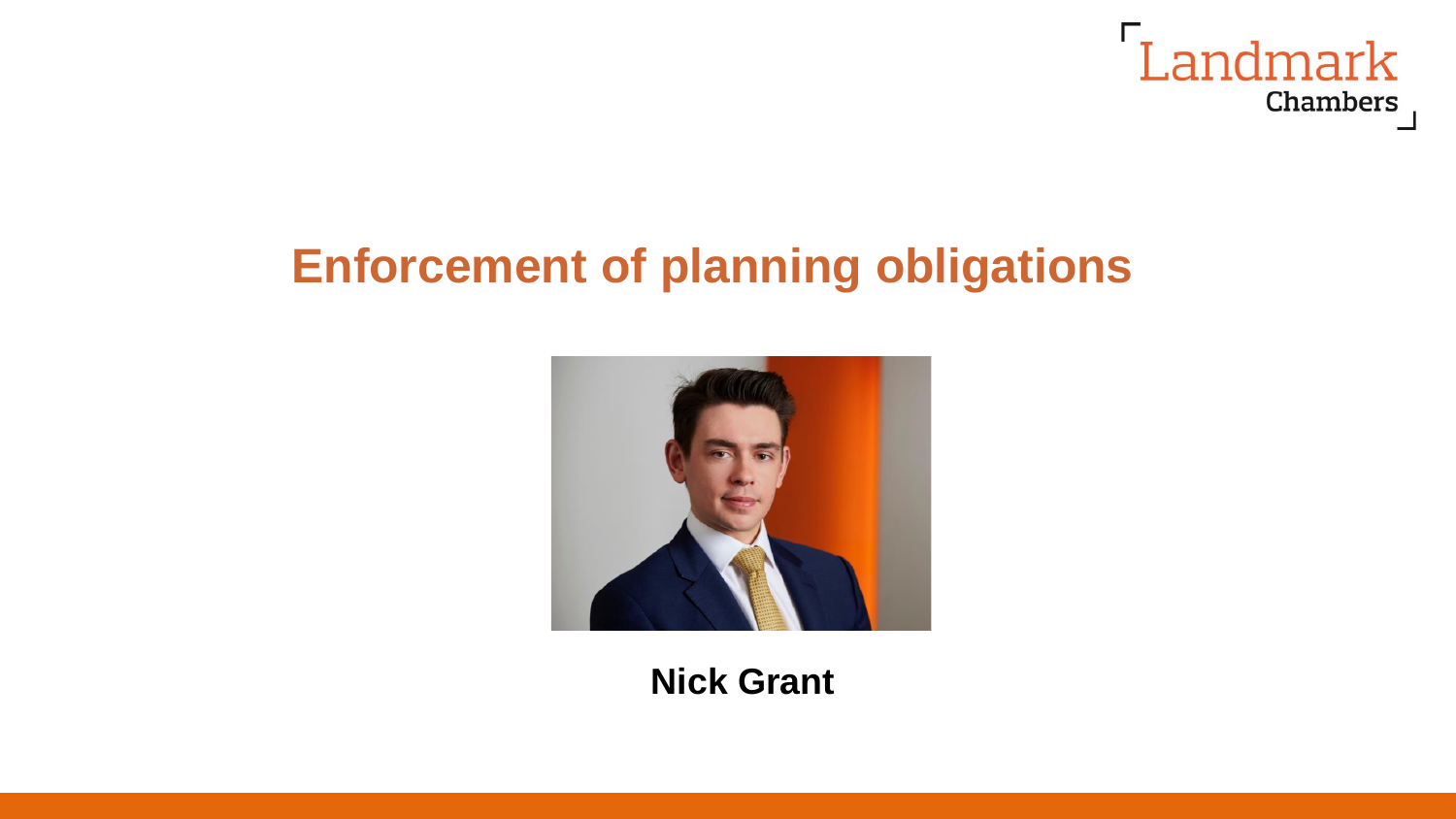# Enforcement of planning obligations

**Nick Grant**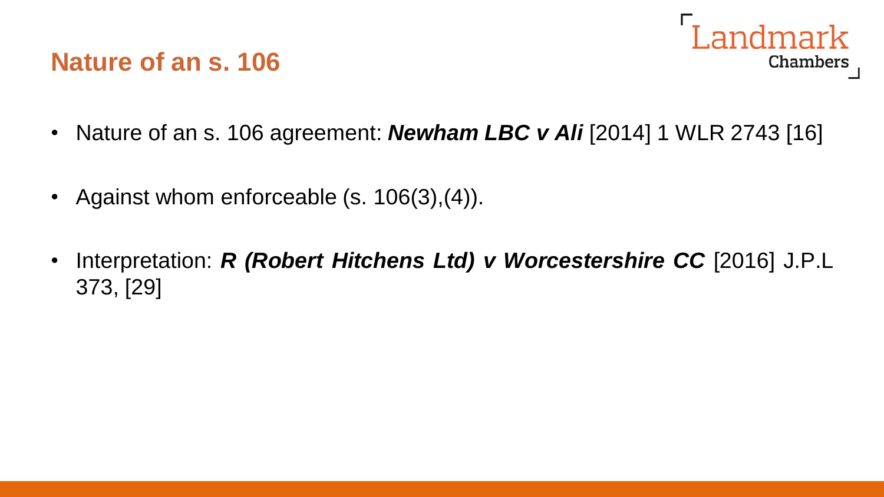## Nature of an s. 106

- Nature of an s. 106 agreement: ***Newham LBC v Ali*** [2014] 1 WLR 2743 [16]
- Against whom enforceable (s. 106(3),(4)).
- Interpretation: ***R (Robert Hitchens Ltd) v Worcestershire CC*** [2016] J.P.L 373, [29]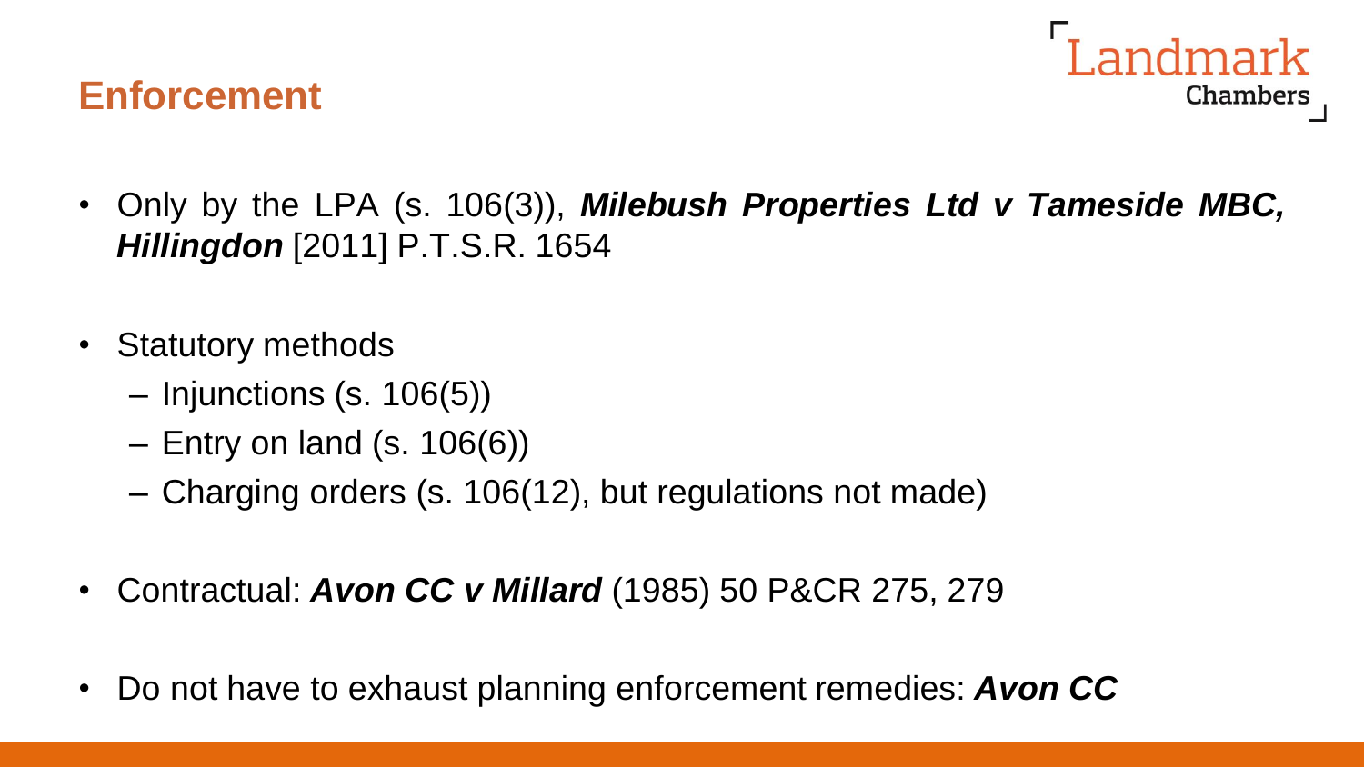## Enforcement

- Only by the LPA (s. 106(3)), ***Milebush Properties Ltd v Tameside MBC, Hillingdon*** [2011] P.T.S.R. 1654

- Statutory methods
  - Injunctions (s. 106(5))
  - Entry on land (s. 106(6))
  - Charging orders (s. 106(12), but regulations not made)

- Contractual: ***Avon CC v Millard*** (1985) 50 P&CR 275, 279

- Do not have to exhaust planning enforcement remedies: ***Avon CC***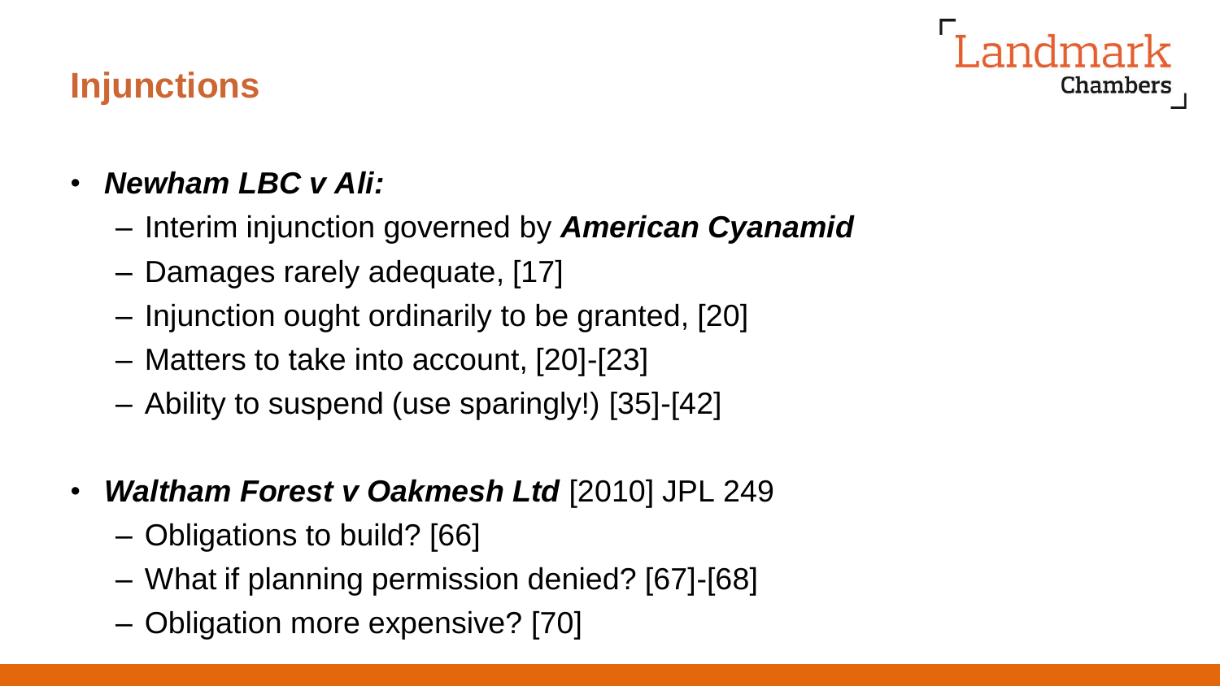## Injunctions

- ***Newham LBC v Ali:***
  - Interim injunction governed by ***American Cyanamid***
  - Damages rarely adequate, [17]
  - Injunction ought ordinarily to be granted, [20]
  - Matters to take into account, [20]-[23]
  - Ability to suspend (use sparingly!) [35]-[42]

- ***Waltham Forest v Oakmesh Ltd*** [2010] JPL 249
  - Obligations to build? [66]
  - What if planning permission denied? [67]-[68]
  - Obligation more expensive? [70]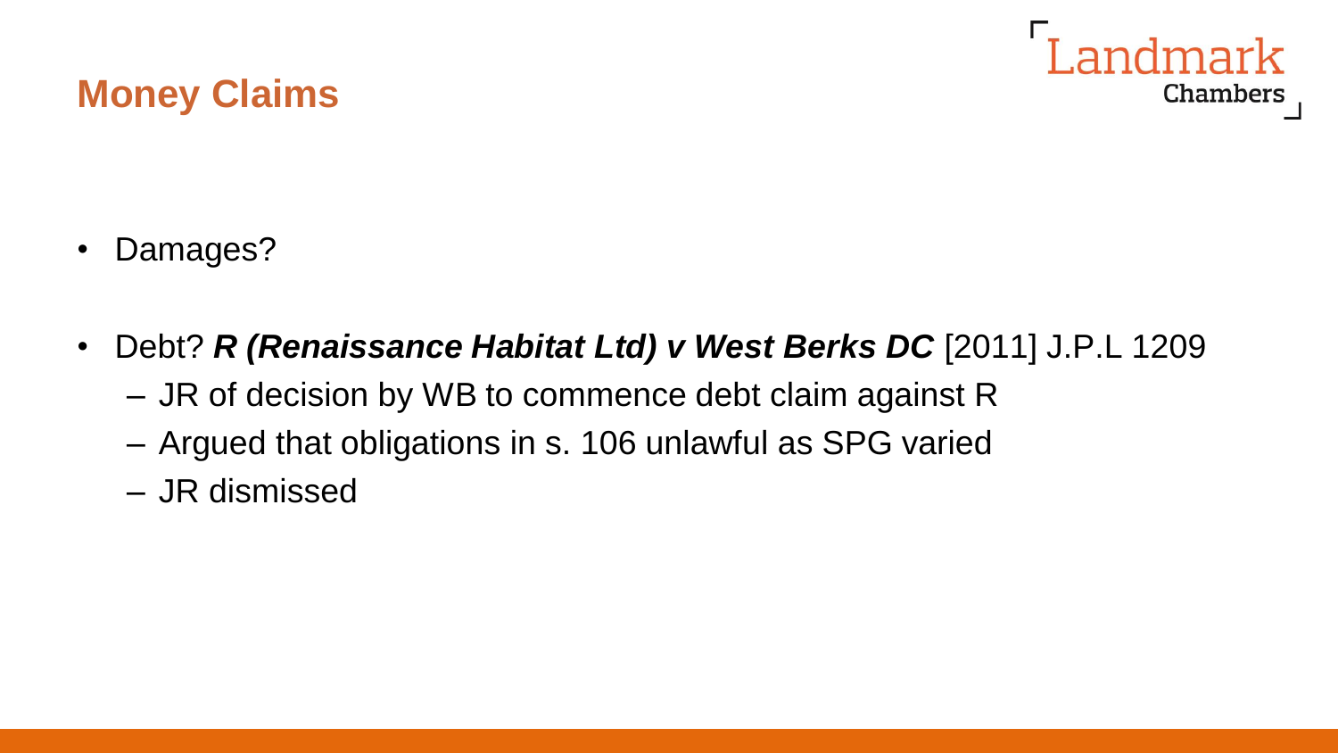# Money Claims

- Damages?

- Debt? ***R (Renaissance Habitat Ltd) v West Berks DC*** [2011] J.P.L 1209
  - JR of decision by WB to commence debt claim against R
  - Argued that obligations in s. 106 unlawful as SPG varied
  - JR dismissed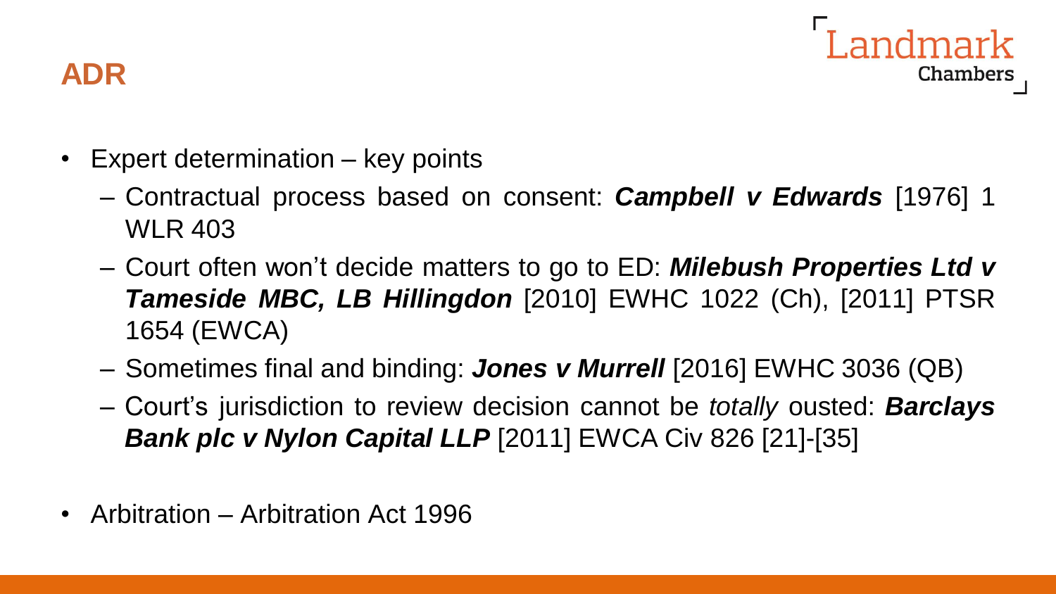## ADR

- Expert determination – key points
  - Contractual process based on consent: ***Campbell v Edwards*** [1976] 1 WLR 403
  - Court often won't decide matters to go to ED: ***Milebush Properties Ltd v Tameside MBC, LB Hillingdon*** [2010] EWHC 1022 (Ch), [2011] PTSR 1654 (EWCA)
  - Sometimes final and binding: ***Jones v Murrell*** [2016] EWHC 3036 (QB)
  - Court's jurisdiction to review decision cannot be *totally* ousted: ***Barclays Bank plc v Nylon Capital LLP*** [2011] EWCA Civ 826 [21]-[35]
- Arbitration – Arbitration Act 1996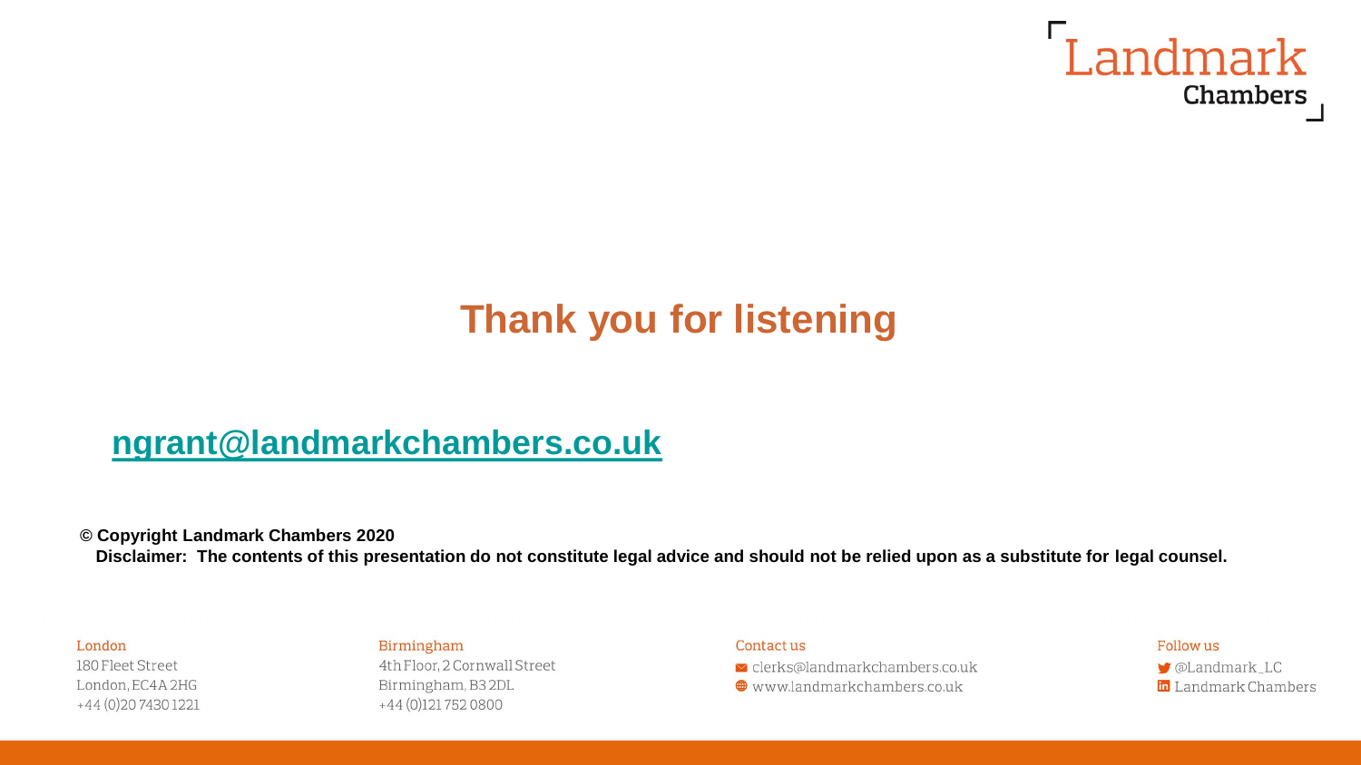Landmark Chambers

# Thank you for listening

**ngrant@landmarkchambers.co.uk**

**© Copyright Landmark Chambers 2020**

**Disclaimer: The contents of this presentation do not constitute legal advice and should not be relied upon as a substitute for legal counsel.**

London
180 Fleet Street
London, EC4A 2HG
+44 (0)20 7430 1221

Birmingham
4th Floor, 2 Cornwall Street
Birmingham, B3 2DL
+44 (0)121 752 0800

Contact us
clerks@landmarkchambers.co.uk
www.landmarkchambers.co.uk

Follow us
@Landmark_LC
Landmark Chambers